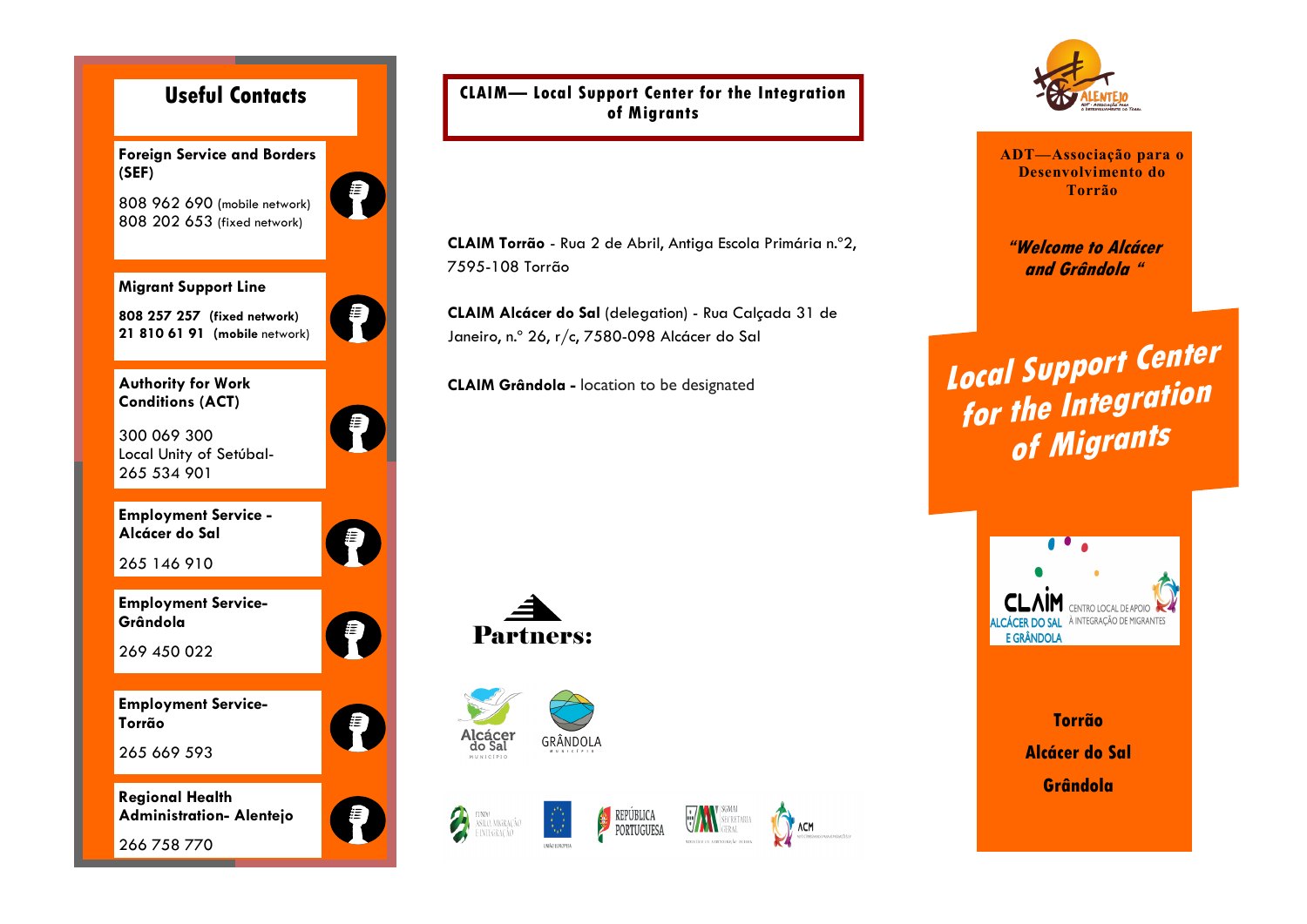## Useful Contacts

**Foreign Service and Borders (SEF)**

808 962 690 (mobile network)
808 202 653 (fixed network)

**Migrant Support Line**

**808 257 257 (fixed network)**
**21 810 61 91 (mobile network)**

**Authority for Work Conditions (ACT)**

300 069 300
Local Unity of Setúbal-
265 534 901

**Employment Service - Alcácer do Sal**

265 146 910

**Employment Service-Grândola**

269 450 022

**Employment Service-Torrão**

265 669 593

**Regional Health Administration- Alentejo**

266 758 770

## CLAIM— Local Support Center for the Integration of Migrants

**CLAIM Torrão** - Rua 2 de Abril, Antiga Escola Primária n.º2, 7595-108 Torrão

**CLAIM Alcácer do Sal** (delegation) - Rua Calçada 31 de Janeiro, n.º 26, r/c, 7580-098 Alcácer do Sal

**CLAIM Grândola -** location to be designated

**Partners:**

Alcácer do Sal Município · Grândola Município

Fundo Asilo, Migração e Integração · União Europeia · República Portuguesa · SGMAI Secretaria Geral · ACM

ALENTEJO
ADT - Associação para o Desenvolvimento do Torrão

**ADT—Associação para o Desenvolvimento do Torrão**

***"Welcome to Alcácer and Grândola "***

# Local Support Center for the Integration of Migrants

CLAIM ALCÁCER DO SAL E GRÂNDOLA
CENTRO LOCAL DE APOIO À INTEGRAÇÃO DE MIGRANTES

**Torrão**

**Alcácer do Sal**

**Grândola**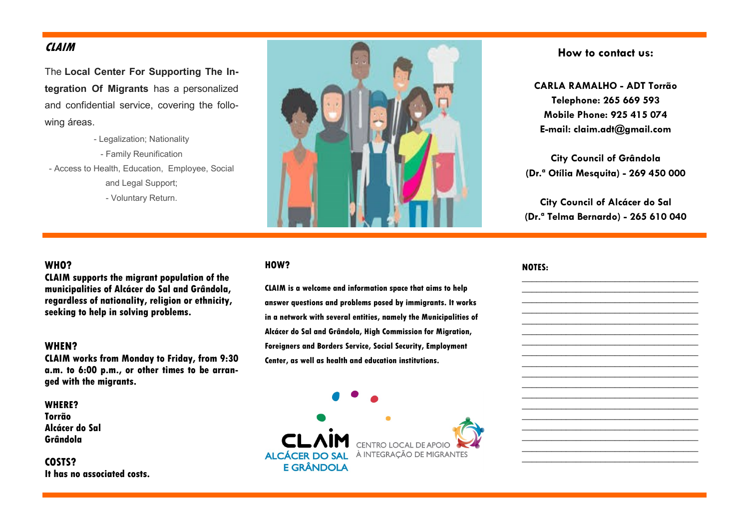## CLAIM

The **Local Center For Supporting The Integration Of Migrants** has a personalized and confidential service, covering the following áreas.

- Legalization; Nationality
- Family Reunification
- Access to Health, Education, Employee, Social and Legal Support;
- Voluntary Return.

### How to contact us:

**CARLA RAMALHO - ADT Torrão**
**Telephone: 265 669 593**
**Mobile Phone: 925 415 074**
**E-mail: claim.adt@gmail.com**

**City Council of Grândola**
**(Dr.ª Otília Mesquita) - 269 450 000**

**City Council of Alcácer do Sal**
**(Dr.ª Telma Bernardo) - 265 610 040**

**WHO?**
**CLAIM supports the migrant population of the municipalities of Alcácer do Sal and Grândola, regardless of nationality, religion or ethnicity, seeking to help in solving problems.**

**WHEN?**
**CLAIM works from Monday to Friday, from 9:30 a.m. to 6:00 p.m., or other times to be arranged with the migrants.**

**WHERE?**
**Torrão**
**Alcácer do Sal**
**Grândola**

**COSTS?**
**It has no associated costs.**

**HOW?**

**CLAIM is a welcome and information space that aims to help answer questions and problems posed by immigrants. It works in a network with several entities, namely the Municipalities of Alcácer do Sal and Grândola, High Commission for Migration, Foreigners and Borders Service, Social Security, Employment Center, as well as health and education institutions.**

CLAIM ALCÁCER DO SAL E GRÂNDOLA
CENTRO LOCAL DE APOIO À INTEGRAÇÃO DE MIGRANTES

**NOTES:**

______________________________
______________________________
______________________________
______________________________
______________________________
______________________________
______________________________
______________________________
______________________________
______________________________
______________________________
______________________________
______________________________
______________________________
______________________________
______________________________
______________________________